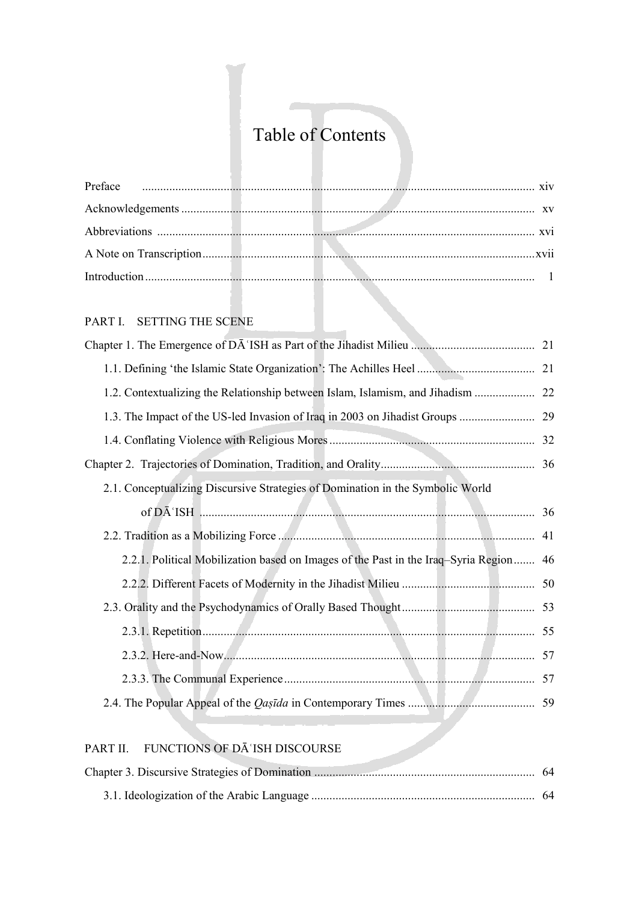# Table of Contents

Preface ........ xiv

Acknowledgements ........ xv

Abbreviations ........ xvi

A Note on Transcription ........ xvii

Introduction ........ 1

## PART I. SETTING THE SCENE

Chapter 1. The Emergence of DĀʿISH as Part of the Jihadist Milieu ........ 21

- 1.1. Defining 'the Islamic State Organization': The Achilles Heel ........ 21
- 1.2. Contextualizing the Relationship between Islam, Islamism, and Jihadism ........ 22
- 1.3. The Impact of the US-led Invasion of Iraq in 2003 on Jihadist Groups ........ 29
- 1.4. Conflating Violence with Religious Mores ........ 32

Chapter 2. Trajectories of Domination, Tradition, and Orality ........ 36

- 2.1. Conceptualizing Discursive Strategies of Domination in the Symbolic World of DĀʿISH ........ 36
- 2.2. Tradition as a Mobilizing Force ........ 41
  - 2.2.1. Political Mobilization based on Images of the Past in the Iraq–Syria Region ........ 46
  - 2.2.2. Different Facets of Modernity in the Jihadist Milieu ........ 50
- 2.3. Orality and the Psychodynamics of Orally Based Thought ........ 53
  - 2.3.1. Repetition ........ 55
  - 2.3.2. Here-and-Now ........ 57
  - 2.3.3. The Communal Experience ........ 57
- 2.4. The Popular Appeal of the *Qaṣīda* in Contemporary Times ........ 59

## PART II. FUNCTIONS OF DĀʿISH DISCOURSE

Chapter 3. Discursive Strategies of Domination ........ 64

- 3.1. Ideologization of the Arabic Language ........ 64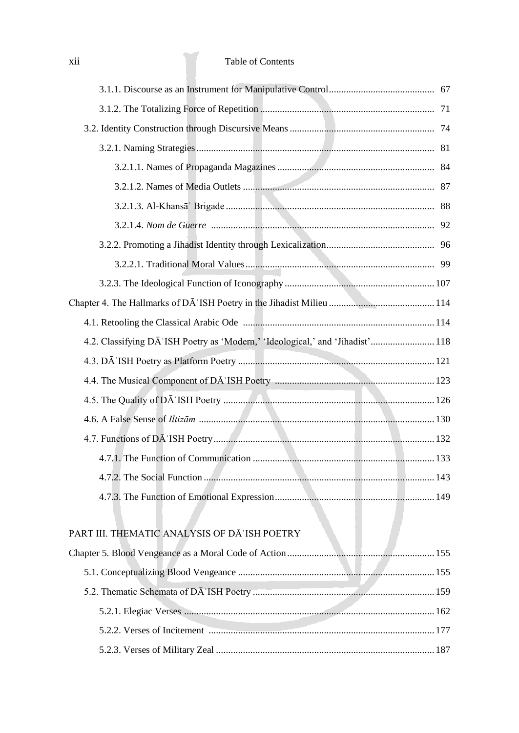3.1.1. Discourse as an Instrument for Manipulative Control .......... 67

3.1.2. The Totalizing Force of Repetition .......... 71

3.2. Identity Construction through Discursive Means .......... 74

3.2.1. Naming Strategies .......... 81

3.2.1.1. Names of Propaganda Magazines .......... 84

3.2.1.2. Names of Media Outlets .......... 87

3.2.1.3. Al-Khansāʾ Brigade .......... 88

3.2.1.4. *Nom de Guerre* .......... 92

3.2.2. Promoting a Jihadist Identity through Lexicalization .......... 96

3.2.2.1. Traditional Moral Values .......... 99

3.2.3. The Ideological Function of Iconography .......... 107

Chapter 4. The Hallmarks of DĀʿISH Poetry in the Jihadist Milieu .......... 114

4.1. Retooling the Classical Arabic Ode .......... 114

4.2. Classifying DĀʿISH Poetry as 'Modern,' 'Ideological,' and 'Jihadist' .......... 118

4.3. DĀʿISH Poetry as Platform Poetry .......... 121

4.4. The Musical Component of DĀʿISH Poetry .......... 123

4.5. The Quality of DĀʿISH Poetry .......... 126

4.6. A False Sense of *Iltizām* .......... 130

4.7. Functions of DĀʿISH Poetry .......... 132

4.7.1. The Function of Communication .......... 133

4.7.2. The Social Function .......... 143

4.7.3. The Function of Emotional Expression .......... 149

PART III. THEMATIC ANALYSIS OF DĀʿISH POETRY

Chapter 5. Blood Vengeance as a Moral Code of Action .......... 155

5.1. Conceptualizing Blood Vengeance .......... 155

5.2. Thematic Schemata of DĀʿISH Poetry .......... 159

5.2.1. Elegiac Verses .......... 162

5.2.2. Verses of Incitement .......... 177

5.2.3. Verses of Military Zeal .......... 187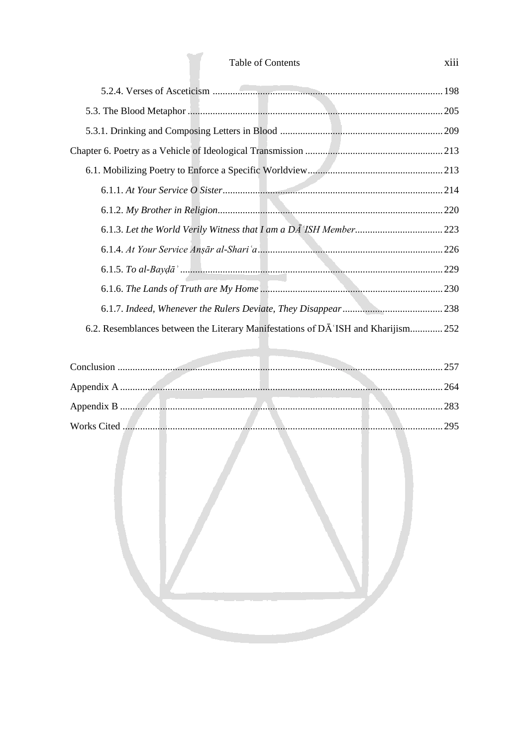5.2.4. Verses of Asceticism ........................................................................................... 198

5.3. The Blood Metaphor ..................................................................................................... 205

5.3.1. Drinking and Composing Letters in Blood ................................................................ 209

Chapter 6. Poetry as a Vehicle of Ideological Transmission ....................................................... 213

6.1. Mobilizing Poetry to Enforce a Specific Worldview...................................................... 213

6.1.1. *At Your Service O Sister*....................................................................................... 214

6.1.2. *My Brother in Religion*......................................................................................... 220

6.1.3. *Let the World Verily Witness that I am a DĀʿISH Member*................................... 223

6.1.4. *At Your Service Anṣār al-Shariʿa*......................................................................... 226

6.1.5. *To al-Bayḍāʾ* ........................................................................................................ 229

6.1.6. *The Lands of Truth are My Home* ......................................................................... 230

6.1.7. *Indeed, Whenever the Rulers Deviate, They Disappear*........................................ 238

6.2. Resemblances between the Literary Manifestations of DĀʿISH and Kharijism............. 252

Conclusion ................................................................................................................................ 257

Appendix A ............................................................................................................................... 264

Appendix B ............................................................................................................................... 283

Works Cited .............................................................................................................................. 295